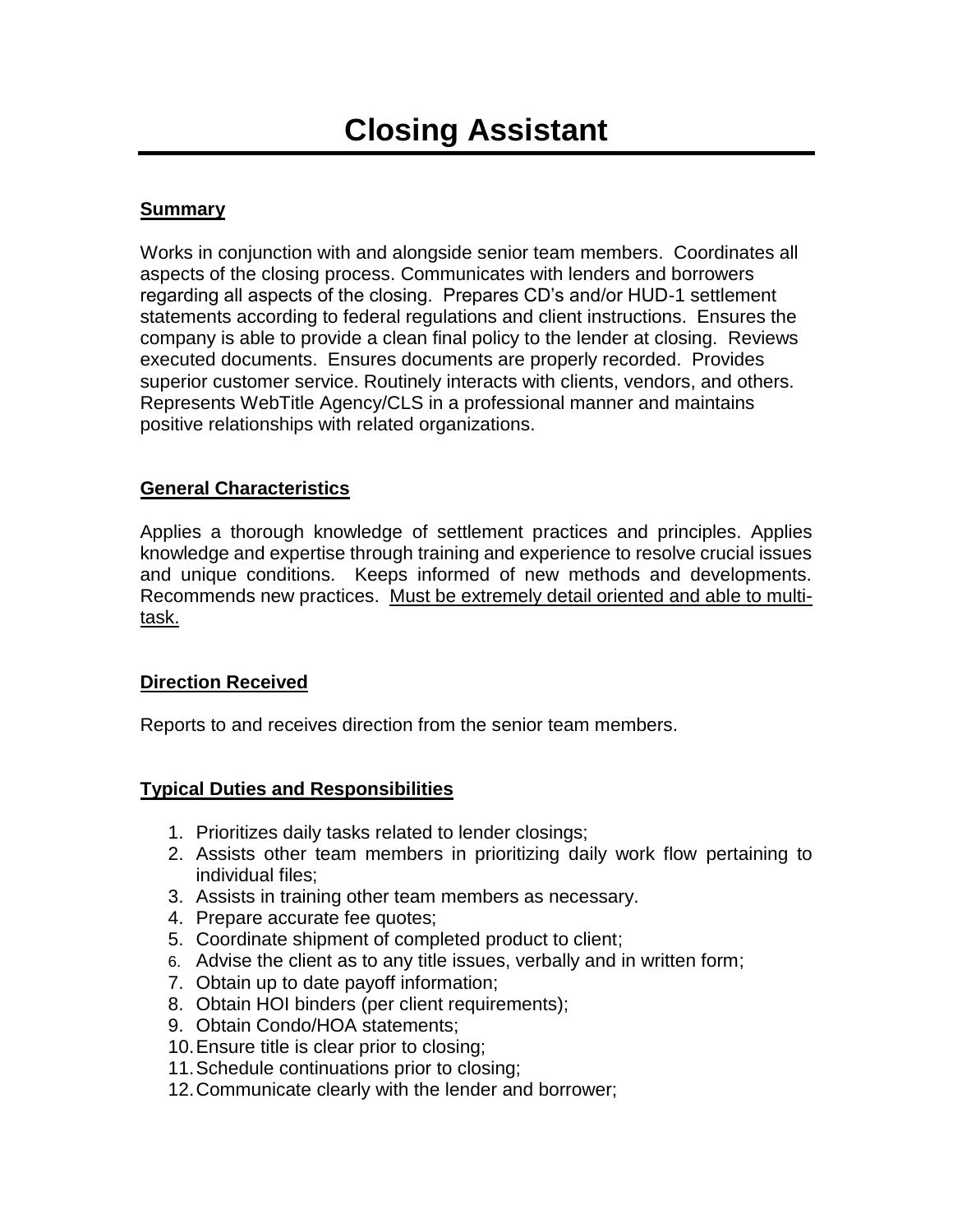# Closing Assistant

## Summary

Works in conjunction with and alongside senior team members. Coordinates all aspects of the closing process. Communicates with lenders and borrowers regarding all aspects of the closing. Prepares CD's and/or HUD-1 settlement statements according to federal regulations and client instructions. Ensures the company is able to provide a clean final policy to the lender at closing. Reviews executed documents. Ensures documents are properly recorded. Provides superior customer service. Routinely interacts with clients, vendors, and others. Represents WebTitle Agency/CLS in a professional manner and maintains positive relationships with related organizations.

## General Characteristics

Applies a thorough knowledge of settlement practices and principles. Applies knowledge and expertise through training and experience to resolve crucial issues and unique conditions. Keeps informed of new methods and developments. Recommends new practices. <u>Must be extremely detail oriented and able to multi-task.</u>

## Direction Received

Reports to and receives direction from the senior team members.

## Typical Duties and Responsibilities

1. Prioritizes daily tasks related to lender closings;
2. Assists other team members in prioritizing daily work flow pertaining to individual files;
3. Assists in training other team members as necessary.
4. Prepare accurate fee quotes;
5. Coordinate shipment of completed product to client;
6. Advise the client as to any title issues, verbally and in written form;
7. Obtain up to date payoff information;
8. Obtain HOI binders (per client requirements);
9. Obtain Condo/HOA statements;
10. Ensure title is clear prior to closing;
11. Schedule continuations prior to closing;
12. Communicate clearly with the lender and borrower;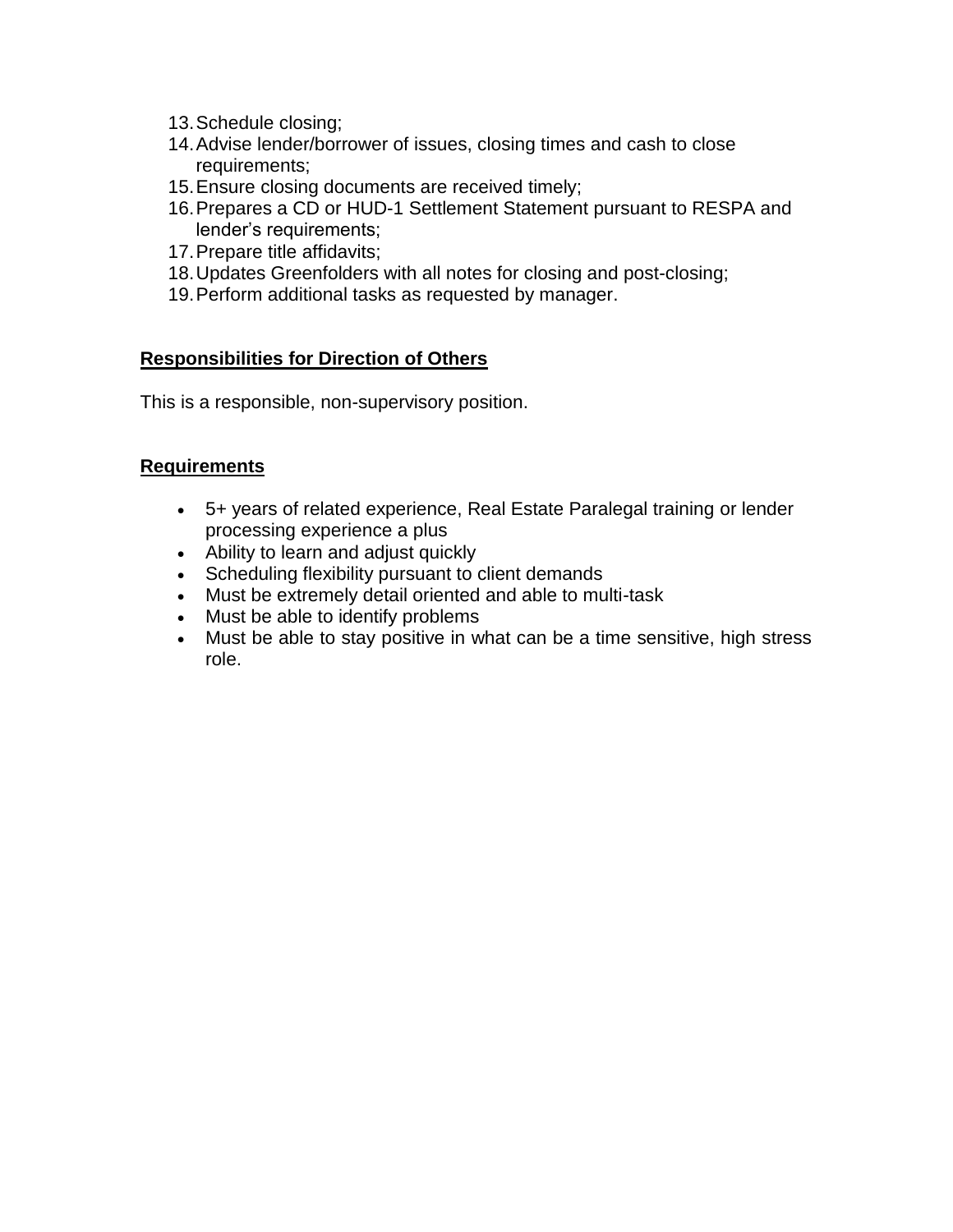13. Schedule closing;
14. Advise lender/borrower of issues, closing times and cash to close requirements;
15. Ensure closing documents are received timely;
16. Prepares a CD or HUD-1 Settlement Statement pursuant to RESPA and lender's requirements;
17. Prepare title affidavits;
18. Updates Greenfolders with all notes for closing and post-closing;
19. Perform additional tasks as requested by manager.

## Responsibilities for Direction of Others

This is a responsible, non-supervisory position.

## Requirements

- 5+ years of related experience, Real Estate Paralegal training or lender processing experience a plus
- Ability to learn and adjust quickly
- Scheduling flexibility pursuant to client demands
- Must be extremely detail oriented and able to multi-task
- Must be able to identify problems
- Must be able to stay positive in what can be a time sensitive, high stress role.